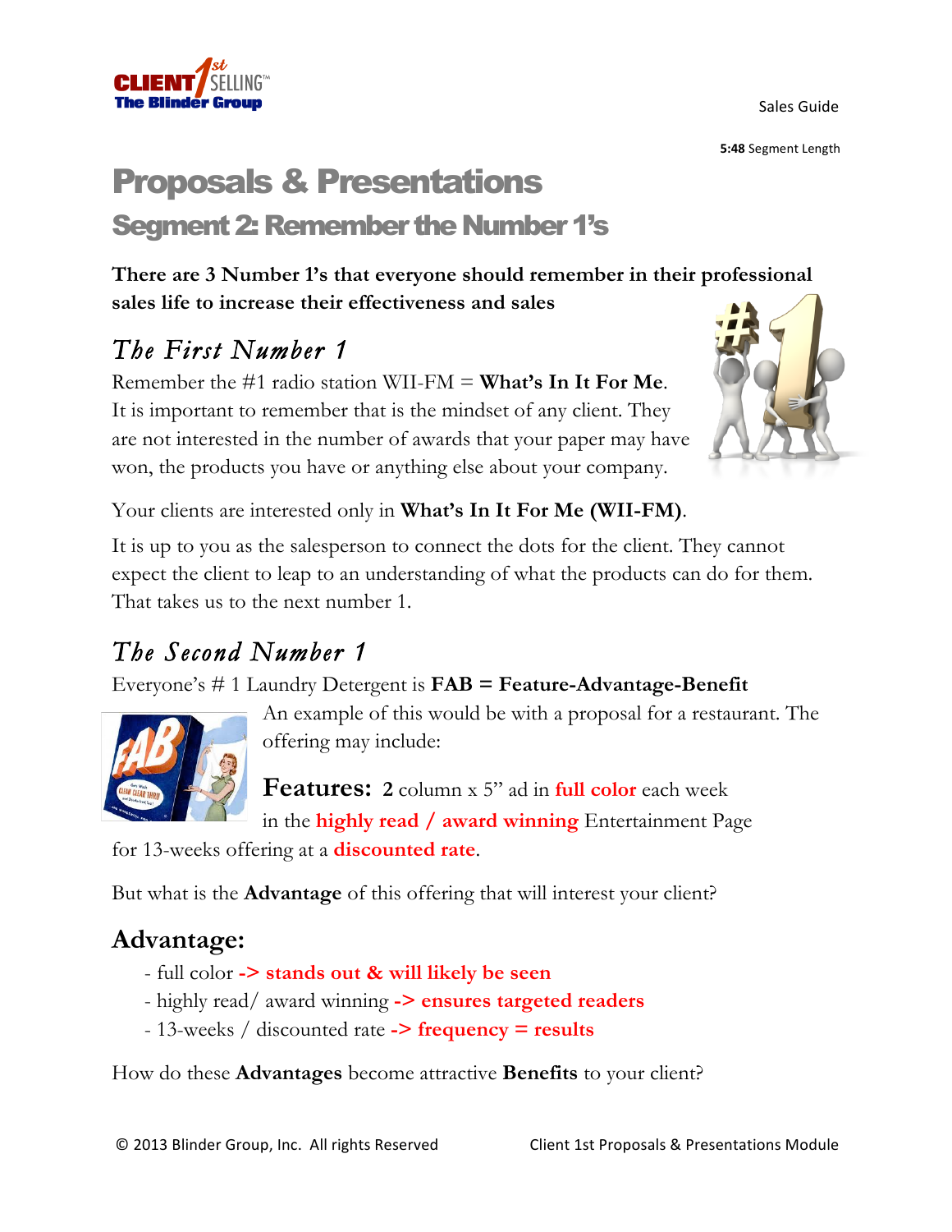Sales Guide

**5:48** Segment Length

# Proposals & Presentations

## Segment 2: Remember the Number 1's

**There are 3 Number 1's that everyone should remember in their professional sales life to increase their effectiveness and sales**

### *The First Number 1*

Remember the #1 radio station WII-FM = **What's In It For Me**. It is important to remember that is the mindset of any client. They are not interested in the number of awards that your paper may have won, the products you have or anything else about your company.

Your clients are interested only in **What's In It For Me (WII-FM)**.

It is up to you as the salesperson to connect the dots for the client. They cannot expect the client to leap to an understanding of what the products can do for them. That takes us to the next number 1.

### *The Second Number 1*

Everyone's # 1 Laundry Detergent is **FAB = Feature-Advantage-Benefit**

An example of this would be with a proposal for a restaurant. The offering may include:

**Features:** **2** column x 5" ad in **full color** each week in the **highly read / award winning** Entertainment Page for 13-weeks offering at a **discounted rate**.

But what is the **Advantage** of this offering that will interest your client?

### Advantage:

- full color **-> stands out & will likely be seen**
- highly read/ award winning **-> ensures targeted readers**
- 13-weeks / discounted rate **-> frequency = results**

How do these **Advantages** become attractive **Benefits** to your client?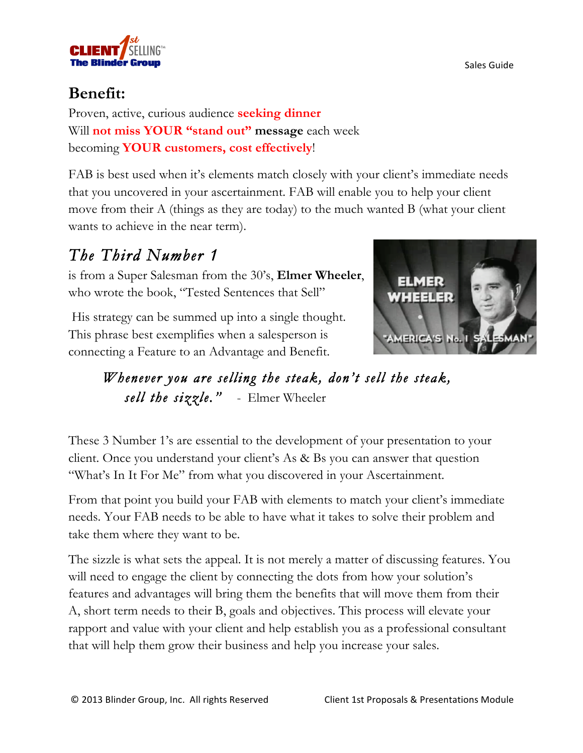## Benefit:

Proven, active, curious audience **seeking dinner**
Will **not miss YOUR "stand out" message** each week
becoming **YOUR customers, cost effectively**!

FAB is best used when it's elements match closely with your client's immediate needs that you uncovered in your ascertainment. FAB will enable you to help your client move from their A (things as they are today) to the much wanted B (what your client wants to achieve in the near term).

## *The Third Number 1*

is from a Super Salesman from the 30's, **Elmer Wheeler**, who wrote the book, "Tested Sentences that Sell"

His strategy can be summed up into a single thought. This phrase best exemplifies when a salesperson is connecting a Feature to an Advantage and Benefit.

> *Whenever you are selling the steak, don't sell the steak, sell the sizzle."* - Elmer Wheeler

These 3 Number 1's are essential to the development of your presentation to your client. Once you understand your client's As & Bs you can answer that question "What's In It For Me" from what you discovered in your Ascertainment.

From that point you build your FAB with elements to match your client's immediate needs. Your FAB needs to be able to have what it takes to solve their problem and take them where they want to be.

The sizzle is what sets the appeal. It is not merely a matter of discussing features. You will need to engage the client by connecting the dots from how your solution's features and advantages will bring them the benefits that will move them from their A, short term needs to their B, goals and objectives. This process will elevate your rapport and value with your client and help establish you as a professional consultant that will help them grow their business and help you increase your sales.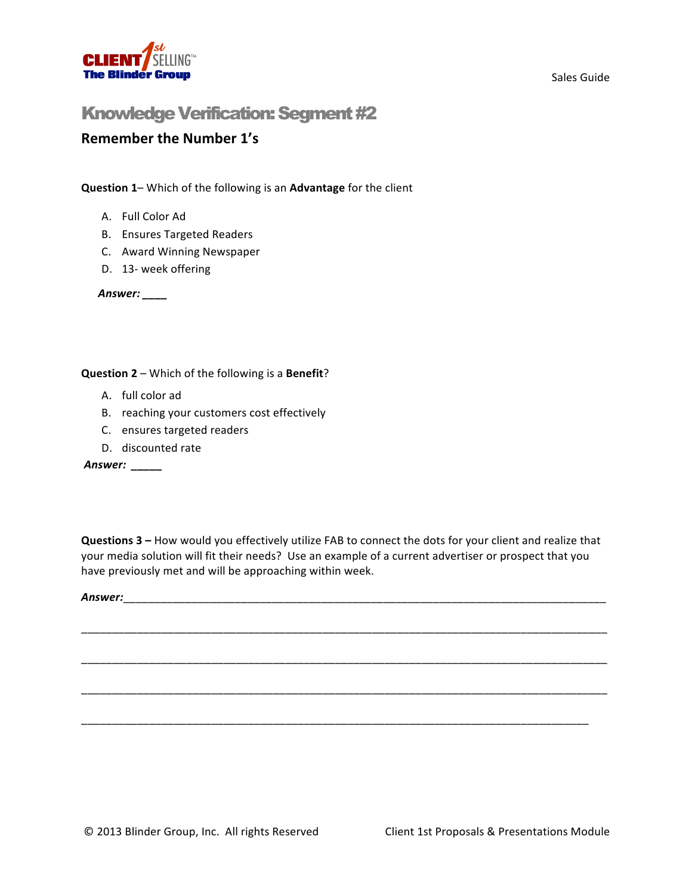# Knowledge Verification: Segment #2

## Remember the Number 1's

**Question 1**– Which of the following is an **Advantage** for the client

A. Full Color Ad
B. Ensures Targeted Readers
C. Award Winning Newspaper
D. 13- week offering

***Answer: ____***

**Question 2** – Which of the following is a **Benefit**?

A. full color ad
B. reaching your customers cost effectively
C. ensures targeted readers
D. discounted rate

***Answer: _____***

**Questions 3 –** How would you effectively utilize FAB to connect the dots for your client and realize that your media solution will fit their needs? Use an example of a current advertiser or prospect that you have previously met and will be approaching within week.

***Answer:***_________________________________________________________________________________

_____________________________________________________________________________________________

_____________________________________________________________________________________________

_____________________________________________________________________________________________

_____________________________________________________________________________________________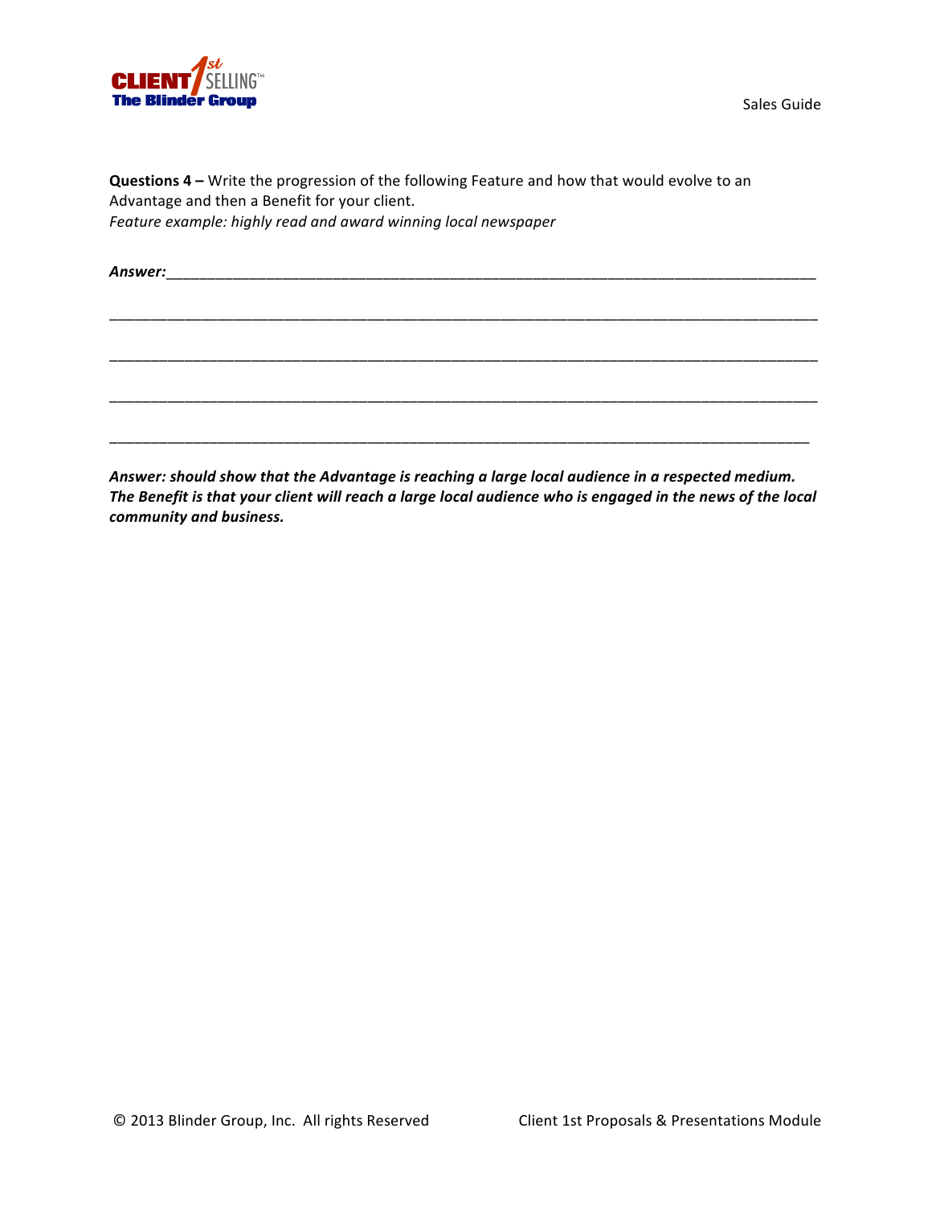**Questions 4 –** Write the progression of the following Feature and how that would evolve to an Advantage and then a Benefit for your client.
*Feature example: highly read and award winning local newspaper*

***Answer:***___________________________________________________________________________

_____________________________________________________________________________________

_____________________________________________________________________________________

_____________________________________________________________________________________

_____________________________________________________________________________________

***Answer: should show that the Advantage is reaching a large local audience in a respected medium. The Benefit is that your client will reach a large local audience who is engaged in the news of the local community and business.***